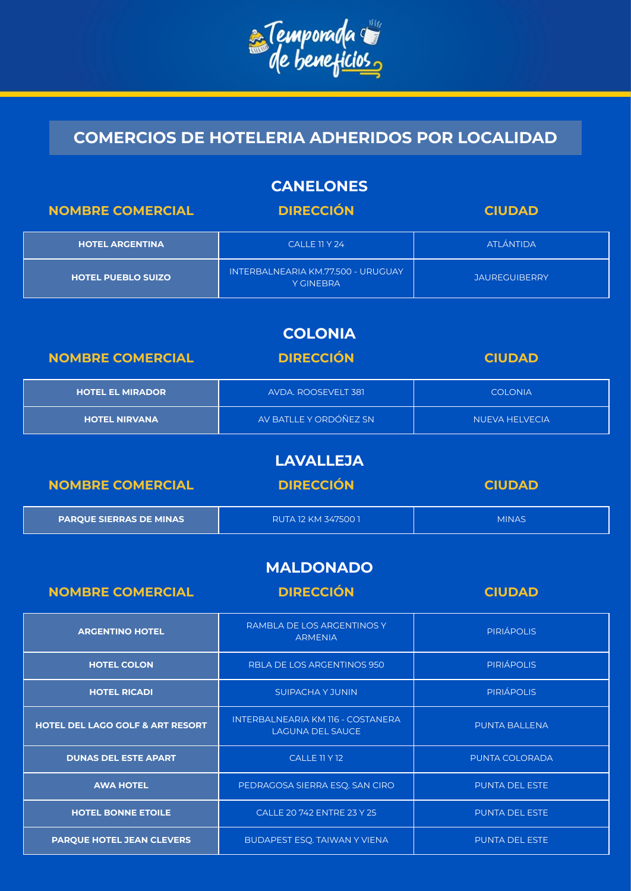Temporada de beneficios

# COMERCIOS DE HOTELERIA ADHERIDOS POR LOCALIDAD

## CANELONES

| NOMBRE COMERCIAL | DIRECCIÓN | CIUDAD |
| --- | --- | --- |
| HOTEL ARGENTINA | CALLE 11 Y 24 | ATLÁNTIDA |
| HOTEL PUEBLO SUIZO | INTERBALNEARIA KM.77.500 - URUGUAY Y GINEBRA | JAUREGUIBERRY |

## COLONIA

| NOMBRE COMERCIAL | DIRECCIÓN | CIUDAD |
| --- | --- | --- |
| HOTEL EL MIRADOR | AVDA. ROOSEVELT 381 | COLONIA |
| HOTEL NIRVANA | AV BATLLE Y ORDÓÑEZ SN | NUEVA HELVECIA |

## LAVALLEJA

| NOMBRE COMERCIAL | DIRECCIÓN | CIUDAD |
| --- | --- | --- |
| PARQUE SIERRAS DE MINAS | RUTA 12 KM 347500 1 | MINAS |

## MALDONADO

| NOMBRE COMERCIAL | DIRECCIÓN | CIUDAD |
| --- | --- | --- |
| ARGENTINO HOTEL | RAMBLA DE LOS ARGENTINOS Y ARMENIA | PIRIÁPOLIS |
| HOTEL COLON | RBLA DE LOS ARGENTINOS 950 | PIRIÁPOLIS |
| HOTEL RICADI | SUIPACHA Y JUNIN | PIRIÁPOLIS |
| HOTEL DEL LAGO GOLF & ART RESORT | INTERBALNEARIA KM 116 - COSTANERA LAGUNA DEL SAUCE | PUNTA BALLENA |
| DUNAS DEL ESTE APART | CALLE 11 Y 12 | PUNTA COLORADA |
| AWA HOTEL | PEDRAGOSA SIERRA ESQ. SAN CIRO | PUNTA DEL ESTE |
| HOTEL BONNE ETOILE | CALLE 20 742 ENTRE 23 Y 25 | PUNTA DEL ESTE |
| PARQUE HOTEL JEAN CLEVERS | BUDAPEST ESQ. TAIWAN Y VIENA | PUNTA DEL ESTE |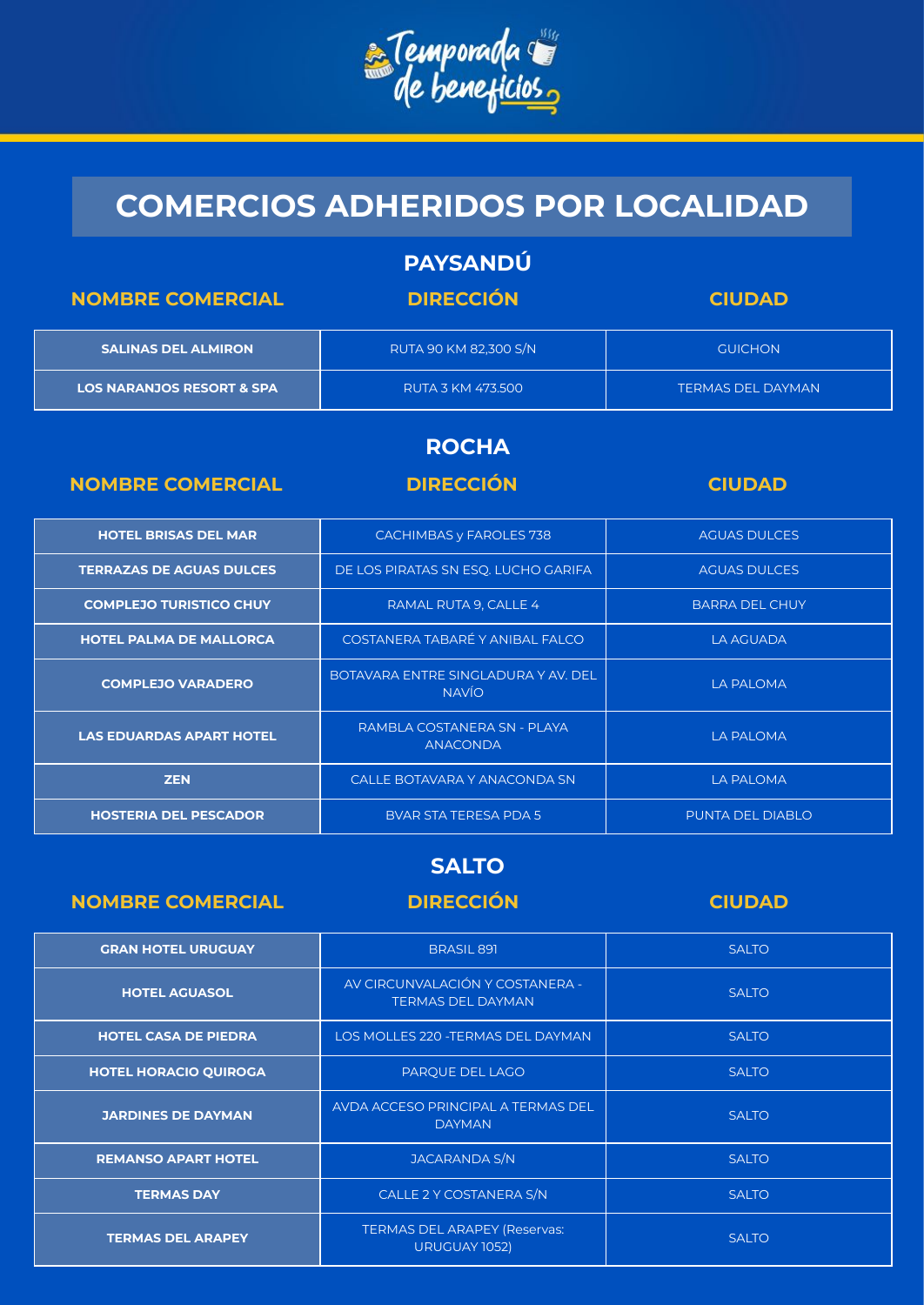Temporada de beneficios

# COMERCIOS ADHERIDOS POR LOCALIDAD

## PAYSANDÚ

| NOMBRE COMERCIAL | DIRECCIÓN | CIUDAD |
|---|---|---|
| SALINAS DEL ALMIRON | RUTA 90 KM 82,300 S/N | GUICHON |
| LOS NARANJOS RESORT & SPA | RUTA 3 KM 473.500 | TERMAS DEL DAYMAN |

## ROCHA

| NOMBRE COMERCIAL | DIRECCIÓN | CIUDAD |
|---|---|---|
| HOTEL BRISAS DEL MAR | CACHIMBAS y FAROLES 738 | AGUAS DULCES |
| TERRAZAS DE AGUAS DULCES | DE LOS PIRATAS SN ESQ. LUCHO GARIFA | AGUAS DULCES |
| COMPLEJO TURISTICO CHUY | RAMAL RUTA 9, CALLE 4 | BARRA DEL CHUY |
| HOTEL PALMA DE MALLORCA | COSTANERA TABARÉ Y ANIBAL FALCO | LA AGUADA |
| COMPLEJO VARADERO | BOTAVARA ENTRE SINGLADURA Y AV. DEL NAVÍO | LA PALOMA |
| LAS EDUARDAS APART HOTEL | RAMBLA COSTANERA SN - PLAYA ANACONDA | LA PALOMA |
| ZEN | CALLE BOTAVARA Y ANACONDA SN | LA PALOMA |
| HOSTERIA DEL PESCADOR | BVAR STA TERESA PDA 5 | PUNTA DEL DIABLO |

## SALTO

| NOMBRE COMERCIAL | DIRECCIÓN | CIUDAD |
|---|---|---|
| GRAN HOTEL URUGUAY | BRASIL 891 | SALTO |
| HOTEL AGUASOL | AV CIRCUNVALACIÓN Y COSTANERA - TERMAS DEL DAYMAN | SALTO |
| HOTEL CASA DE PIEDRA | LOS MOLLES 220 -TERMAS DEL DAYMAN | SALTO |
| HOTEL HORACIO QUIROGA | PARQUE DEL LAGO | SALTO |
| JARDINES DE DAYMAN | AVDA ACCESO PRINCIPAL A TERMAS DEL DAYMAN | SALTO |
| REMANSO APART HOTEL | JACARANDA S/N | SALTO |
| TERMAS DAY | CALLE 2 Y COSTANERA S/N | SALTO |
| TERMAS DEL ARAPEY | TERMAS DEL ARAPEY (Reservas: URUGUAY 1052) | SALTO |